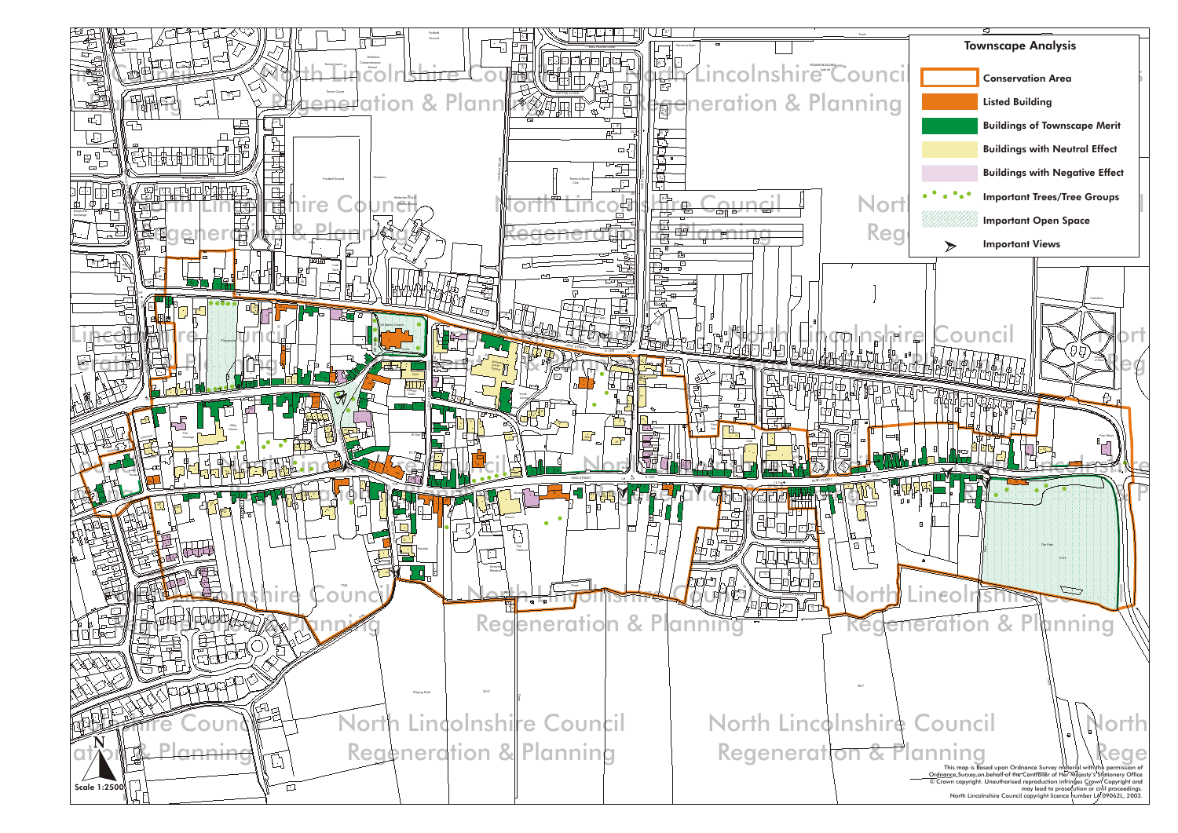# Townscape Analysis

- Conservation Area
- Listed Building
- Buildings of Townscape Merit
- Buildings with Neutral Effect
- Buildings with Negative Effect
- Important Trees/Tree Groups
- Important Open Space
- Important Views

Scale 1:2500

This map is based upon Ordnance Survey material with the permission of Ordnance Survey on behalf of the Controller of Her Majesty's Stationery Office © Crown copyright. Unauthorised reproduction infringes Crown Copyright and may lead to prosecution or civil proceedings. North Lincolnshire Council copyright licence number LA09062L, 2003.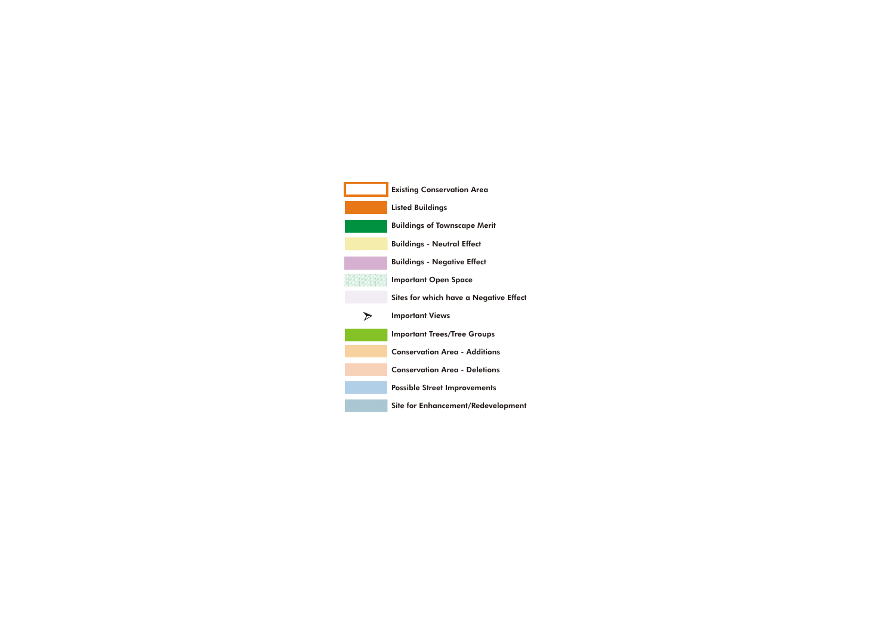Existing Conservation Area

Listed Buildings

Buildings of Townscape Merit

Buildings - Neutral Effect

Buildings - Negative Effect

Important Open Space

Sites for which have a Negative Effect

Important Views

Important Trees/Tree Groups

Conservation Area - Additions

Conservation Area - Deletions

Possible Street Improvements

Site for Enhancement/Redevelopment